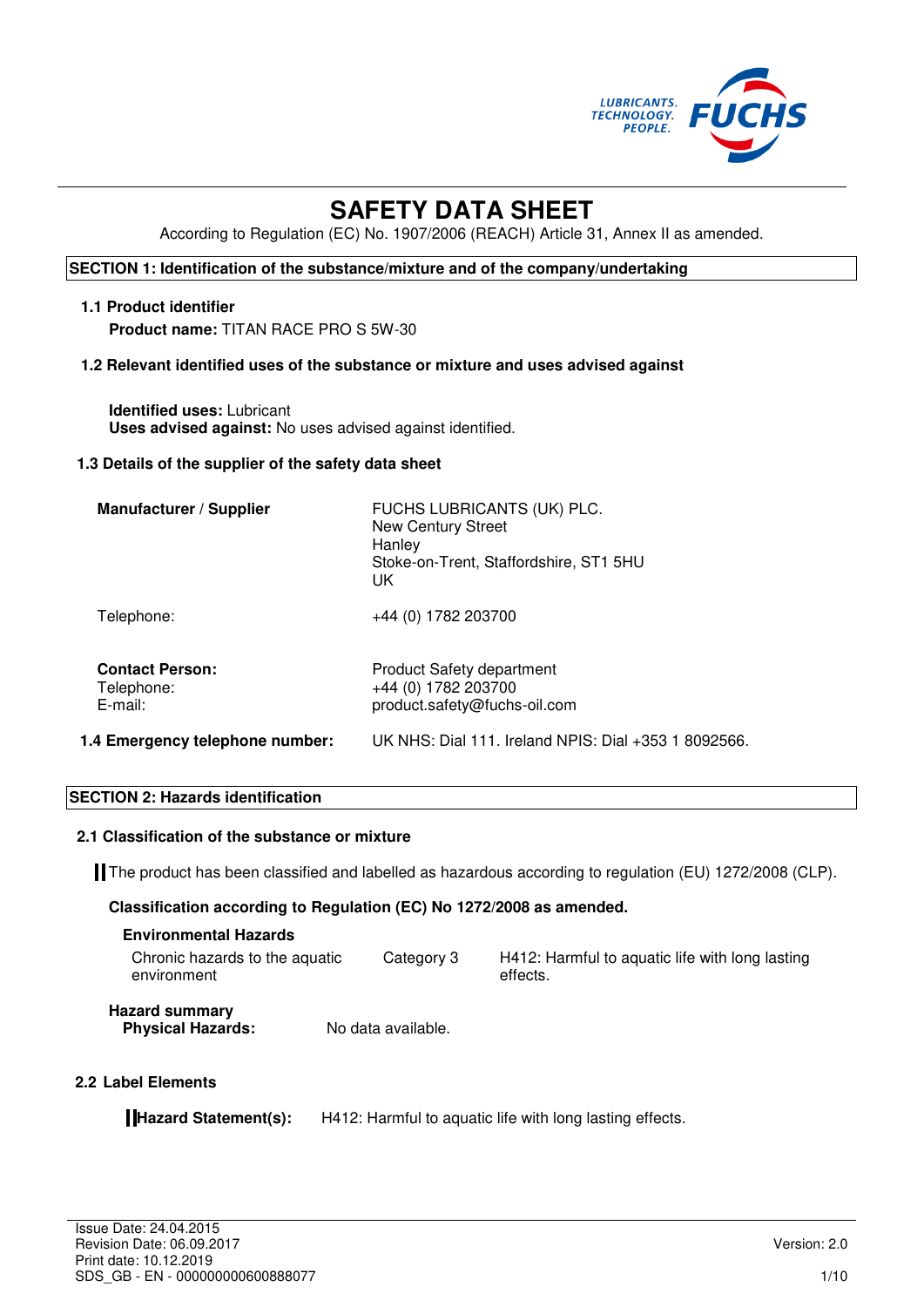# SAFETY DATA SHEET

According to Regulation (EC) No. 1907/2006 (REACH) Article 31, Annex II as amended.

## SECTION 1: Identification of the substance/mixture and of the company/undertaking

### 1.1 Product identifier

**Product name:** TITAN RACE PRO S 5W-30

### 1.2 Relevant identified uses of the substance or mixture and uses advised against

**Identified uses:** Lubricant
**Uses advised against:** No uses advised against identified.

### 1.3 Details of the supplier of the safety data sheet

| | |
|---|---|
| **Manufacturer / Supplier** | FUCHS LUBRICANTS (UK) PLC.<br>New Century Street<br>Hanley<br>Stoke-on-Trent, Staffordshire, ST1 5HU<br>UK |
| Telephone: | +44 (0) 1782 203700 |
| **Contact Person:** | Product Safety department |
| Telephone: | +44 (0) 1782 203700 |
| E-mail: | product.safety@fuchs-oil.com |

### 1.4 Emergency telephone number:

UK NHS: Dial 111. Ireland NPIS: Dial +353 1 8092566.

## SECTION 2: Hazards identification

### 2.1 Classification of the substance or mixture

The product has been classified and labelled as hazardous according to regulation (EU) 1272/2008 (CLP).

**Classification according to Regulation (EC) No 1272/2008 as amended.**

**Environmental Hazards**

| | | |
|---|---|---|
| Chronic hazards to the aquatic environment | Category 3 | H412: Harmful to aquatic life with long lasting effects. |

**Hazard summary**
**Physical Hazards:** No data available.

### 2.2 Label Elements

**Hazard Statement(s):** H412: Harmful to aquatic life with long lasting effects.

Issue Date: 24.04.2015
Revision Date: 06.09.2017
Print date: 10.12.2019
SDS_GB - EN - 000000000600888077

Version: 2.0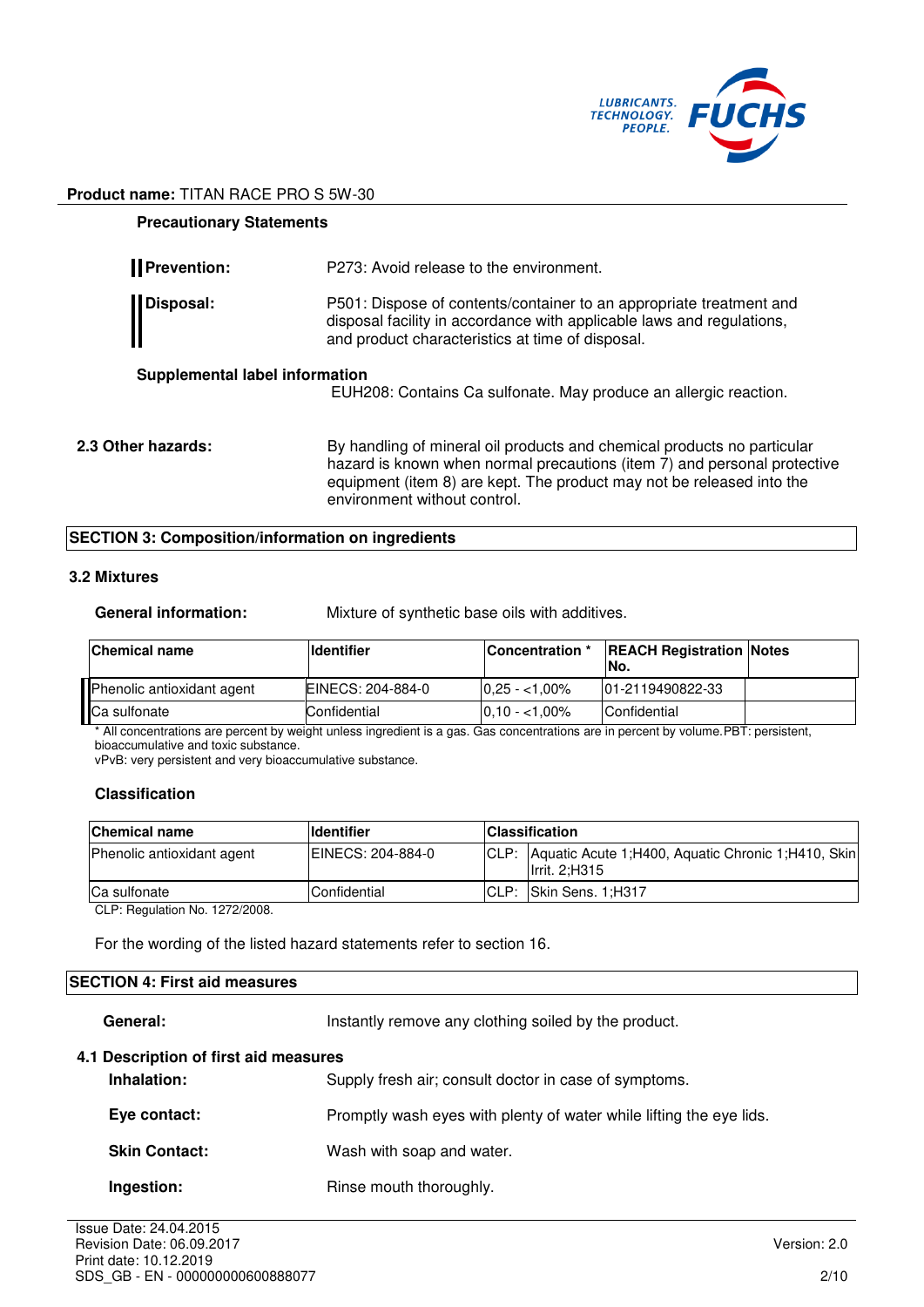**Product name:** TITAN RACE PRO S 5W-30

**Precautionary Statements**

**Prevention:** P273: Avoid release to the environment.

**Disposal:** P501: Dispose of contents/container to an appropriate treatment and disposal facility in accordance with applicable laws and regulations, and product characteristics at time of disposal.

**Supplemental label information**

EUH208: Contains Ca sulfonate. May produce an allergic reaction.

**2.3 Other hazards:** By handling of mineral oil products and chemical products no particular hazard is known when normal precautions (item 7) and personal protective equipment (item 8) are kept. The product may not be released into the environment without control.

## SECTION 3: Composition/information on ingredients

### 3.2 Mixtures

**General information:** Mixture of synthetic base oils with additives.

| Chemical name | Identifier | Concentration * | REACH Registration No. | Notes |
|---|---|---|---|---|
| Phenolic antioxidant agent | EINECS: 204-884-0 | 0,25 - <1,00% | 01-2119490822-33 | |
| Ca sulfonate | Confidential | 0,10 - <1,00% | Confidential | |

* All concentrations are percent by weight unless ingredient is a gas. Gas concentrations are in percent by volume.PBT: persistent, bioaccumulative and toxic substance.
vPvB: very persistent and very bioaccumulative substance.

**Classification**

| Chemical name | Identifier | Classification | |
|---|---|---|---|
| Phenolic antioxidant agent | EINECS: 204-884-0 | CLP: | Aquatic Acute 1;H400, Aquatic Chronic 1;H410, Skin Irrit. 2;H315 |
| Ca sulfonate | Confidential | CLP: | Skin Sens. 1;H317 |

CLP: Regulation No. 1272/2008.

For the wording of the listed hazard statements refer to section 16.

## SECTION 4: First aid measures

**General:** Instantly remove any clothing soiled by the product.

**4.1 Description of first aid measures**

**Inhalation:** Supply fresh air; consult doctor in case of symptoms.

**Eye contact:** Promptly wash eyes with plenty of water while lifting the eye lids.

**Skin Contact:** Wash with soap and water.

**Ingestion:** Rinse mouth thoroughly.

Issue Date: 24.04.2015
Revision Date: 06.09.2017
Print date: 10.12.2019
SDS_GB - EN - 000000000600888077

Version: 2.0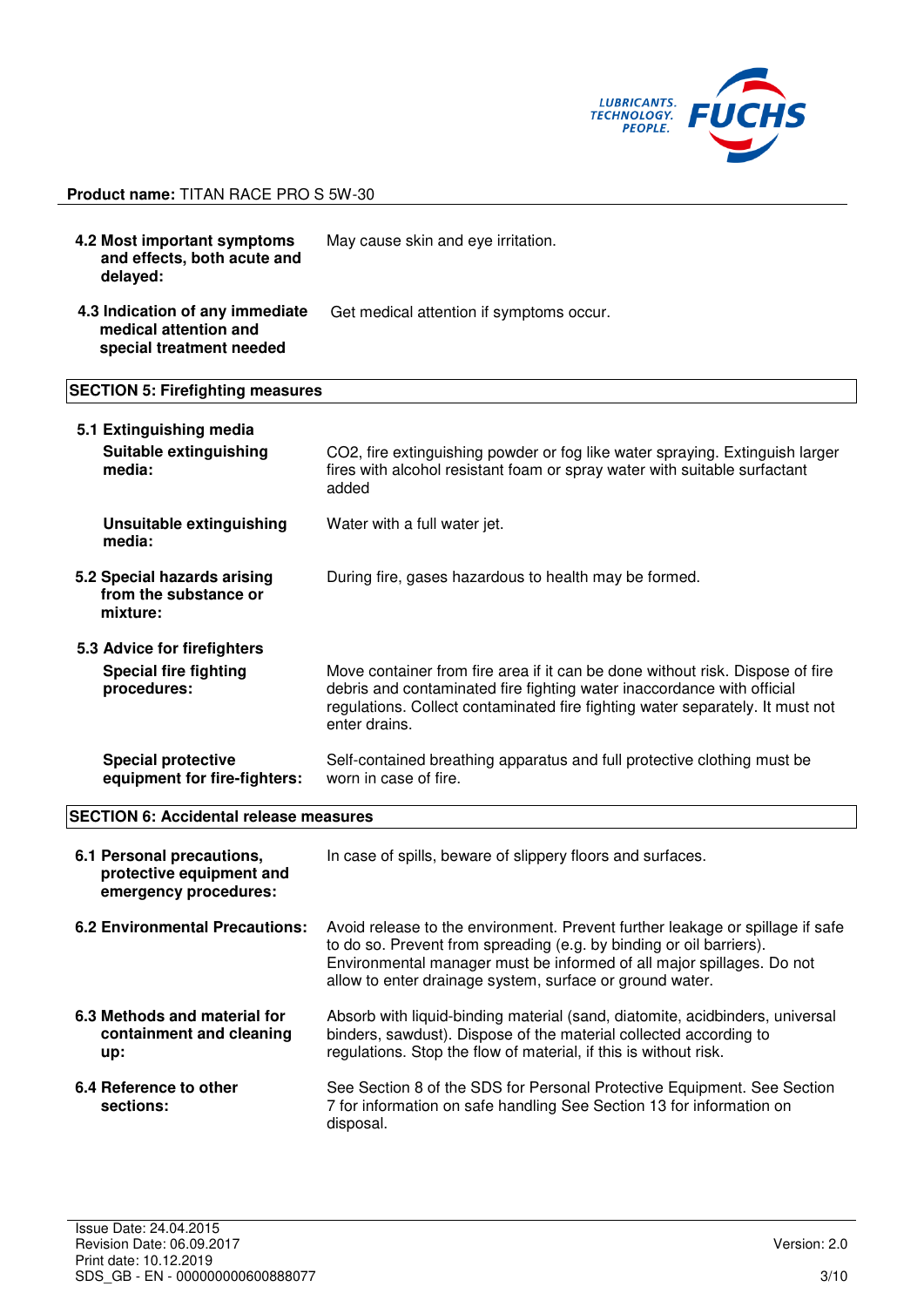**Product name:** TITAN RACE PRO S 5W-30

**4.2 Most important symptoms and effects, both acute and delayed:** May cause skin and eye irritation.

**4.3 Indication of any immediate medical attention and special treatment needed** Get medical attention if symptoms occur.

## SECTION 5: Firefighting measures

**5.1 Extinguishing media**

**Suitable extinguishing media:** $CO_2$, fire extinguishing powder or fog like water spraying. Extinguish larger fires with alcohol resistant foam or spray water with suitable surfactant added

**Unsuitable extinguishing media:** Water with a full water jet.

**5.2 Special hazards arising from the substance or mixture:** During fire, gases hazardous to health may be formed.

**5.3 Advice for firefighters**

**Special fire fighting procedures:** Move container from fire area if it can be done without risk. Dispose of fire debris and contaminated fire fighting water inaccordance with official regulations. Collect contaminated fire fighting water separately. It must not enter drains.

**Special protective equipment for fire-fighters:** Self-contained breathing apparatus and full protective clothing must be worn in case of fire.

## SECTION 6: Accidental release measures

**6.1 Personal precautions, protective equipment and emergency procedures:** In case of spills, beware of slippery floors and surfaces.

**6.2 Environmental Precautions:** Avoid release to the environment. Prevent further leakage or spillage if safe to do so. Prevent from spreading (e.g. by binding or oil barriers). Environmental manager must be informed of all major spillages. Do not allow to enter drainage system, surface or ground water.

**6.3 Methods and material for containment and cleaning up:** Absorb with liquid-binding material (sand, diatomite, acidbinders, universal binders, sawdust). Dispose of the material collected according to regulations. Stop the flow of material, if this is without risk.

**6.4 Reference to other sections:** See Section 8 of the SDS for Personal Protective Equipment. See Section 7 for information on safe handling See Section 13 for information on disposal.

Issue Date: 24.04.2015
Revision Date: 06.09.2017
Print date: 10.12.2019
SDS_GB - EN - 000000000600888077

Version: 2.0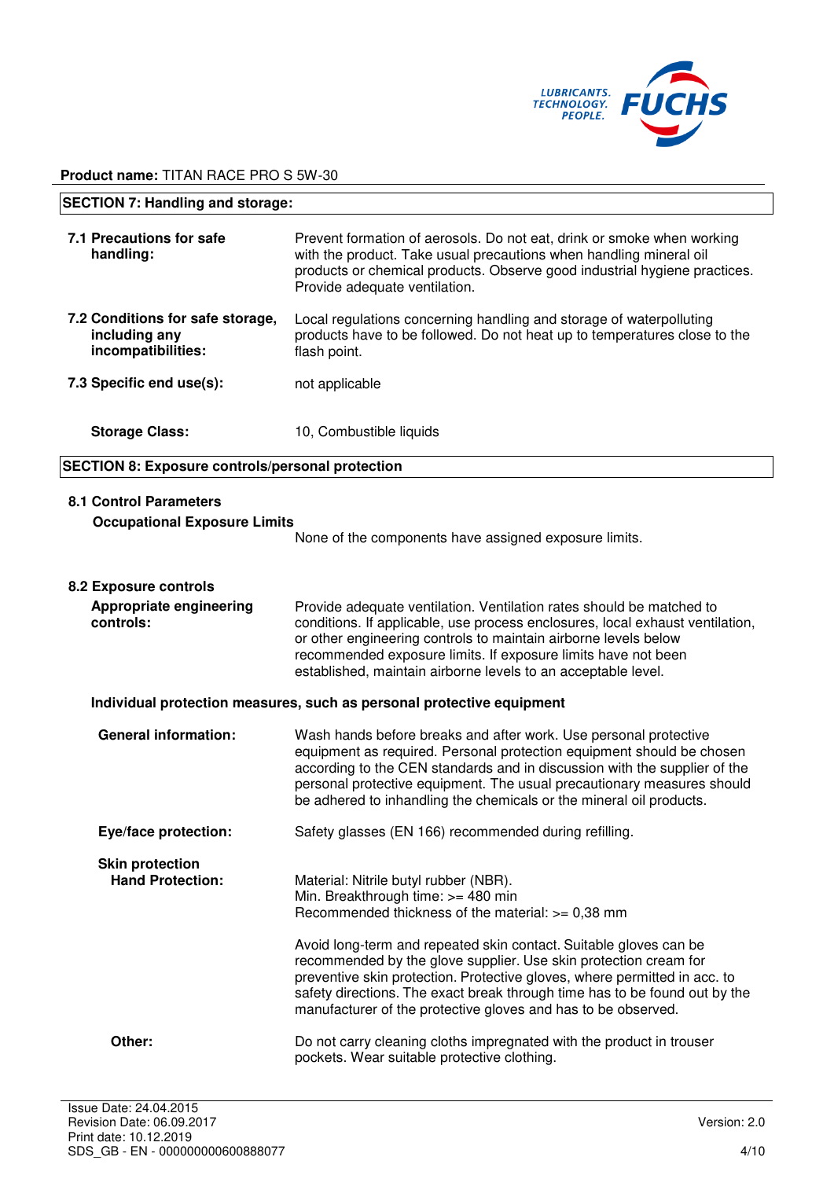**Product name:** TITAN RACE PRO S 5W-30

## SECTION 7: Handling and storage:

**7.1 Precautions for safe handling:** Prevent formation of aerosols. Do not eat, drink or smoke when working with the product. Take usual precautions when handling mineral oil products or chemical products. Observe good industrial hygiene practices. Provide adequate ventilation.

**7.2 Conditions for safe storage, including any incompatibilities:** Local regulations concerning handling and storage of waterpolluting products have to be followed. Do not heat up to temperatures close to the flash point.

**7.3 Specific end use(s):** not applicable

**Storage Class:** 10, Combustible liquids

## SECTION 8: Exposure controls/personal protection

### 8.1 Control Parameters

**Occupational Exposure Limits**

None of the components have assigned exposure limits.

### 8.2 Exposure controls

**Appropriate engineering controls:** Provide adequate ventilation. Ventilation rates should be matched to conditions. If applicable, use process enclosures, local exhaust ventilation, or other engineering controls to maintain airborne levels below recommended exposure limits. If exposure limits have not been established, maintain airborne levels to an acceptable level.

**Individual protection measures, such as personal protective equipment**

**General information:** Wash hands before breaks and after work. Use personal protective equipment as required. Personal protection equipment should be chosen according to the CEN standards and in discussion with the supplier of the personal protective equipment. The usual precautionary measures should be adhered to inhandling the chemicals or the mineral oil products.

**Eye/face protection:** Safety glasses (EN 166) recommended during refilling.

**Skin protection**

**Hand Protection:** Material: Nitrile butyl rubber (NBR).
Min. Breakthrough time: >= 480 min
Recommended thickness of the material: >= 0,38 mm

Avoid long-term and repeated skin contact. Suitable gloves can be recommended by the glove supplier. Use skin protection cream for preventive skin protection. Protective gloves, where permitted in acc. to safety directions. The exact break through time has to be found out by the manufacturer of the protective gloves and has to be observed.

**Other:** Do not carry cleaning cloths impregnated with the product in trouser pockets. Wear suitable protective clothing.

Issue Date: 24.04.2015
Revision Date: 06.09.2017
Print date: 10.12.2019
SDS_GB - EN - 000000000600888077

Version: 2.0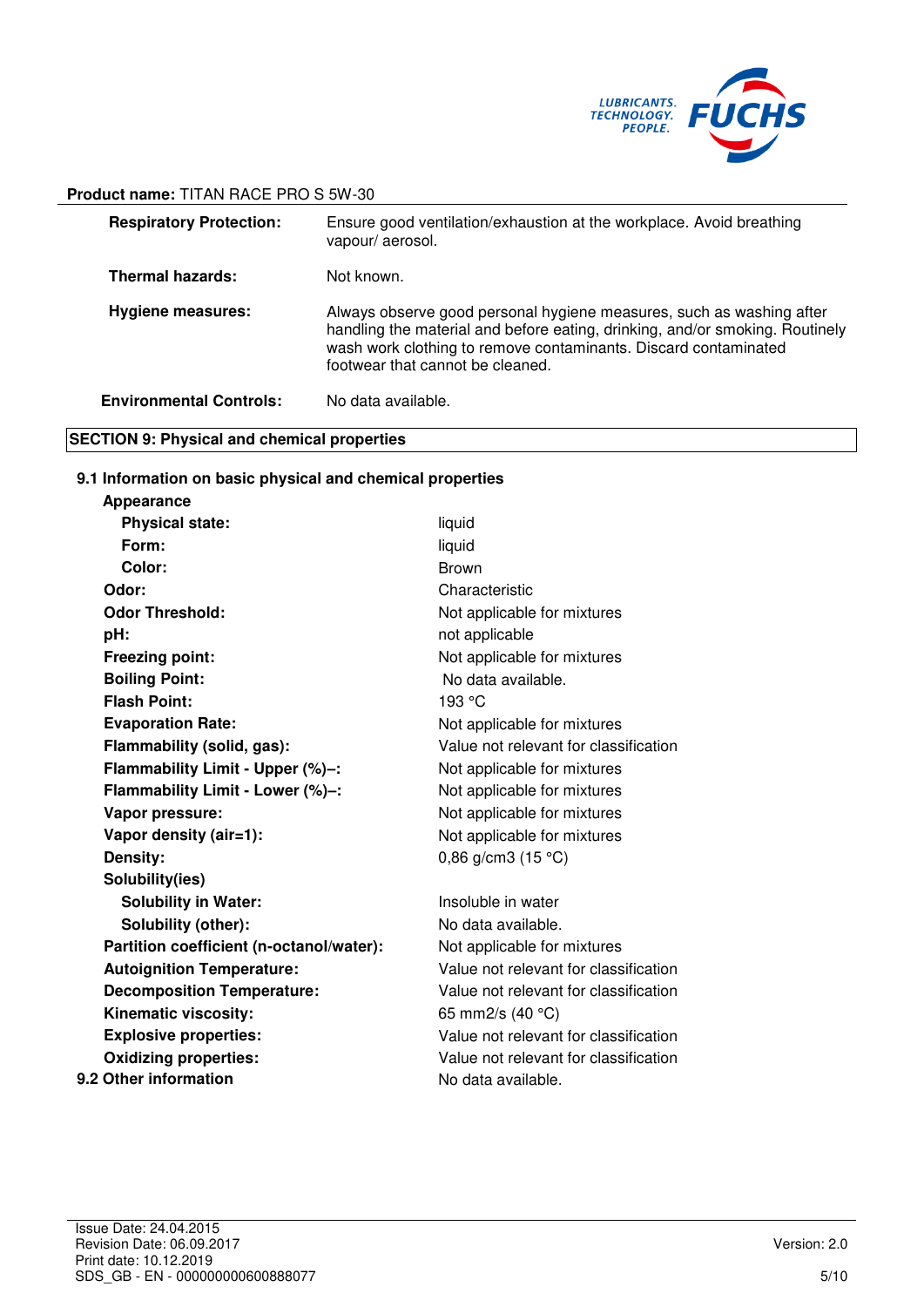**Product name:** TITAN RACE PRO S 5W-30

| | |
|---|---|
| **Respiratory Protection:** | Ensure good ventilation/exhaustion at the workplace. Avoid breathing vapour/ aerosol. |
| **Thermal hazards:** | Not known. |
| **Hygiene measures:** | Always observe good personal hygiene measures, such as washing after handling the material and before eating, drinking, and/or smoking. Routinely wash work clothing to remove contaminants. Discard contaminated footwear that cannot be cleaned. |
| **Environmental Controls:** | No data available. |

## SECTION 9: Physical and chemical properties

### 9.1 Information on basic physical and chemical properties

| | |
|---|---|
| **Appearance** | |
| **Physical state:** | liquid |
| **Form:** | liquid |
| **Color:** | Brown |
| **Odor:** | Characteristic |
| **Odor Threshold:** | Not applicable for mixtures |
| **pH:** | not applicable |
| **Freezing point:** | Not applicable for mixtures |
| **Boiling Point:** | No data available. |
| **Flash Point:** | 193 °C |
| **Evaporation Rate:** | Not applicable for mixtures |
| **Flammability (solid, gas):** | Value not relevant for classification |
| **Flammability Limit - Upper (%)–:** | Not applicable for mixtures |
| **Flammability Limit - Lower (%)–:** | Not applicable for mixtures |
| **Vapor pressure:** | Not applicable for mixtures |
| **Vapor density (air=1):** | Not applicable for mixtures |
| **Density:** | 0,86 g/cm3 (15 °C) |
| **Solubility(ies)** | |
| **Solubility in Water:** | Insoluble in water |
| **Solubility (other):** | No data available. |
| **Partition coefficient (n-octanol/water):** | Not applicable for mixtures |
| **Autoignition Temperature:** | Value not relevant for classification |
| **Decomposition Temperature:** | Value not relevant for classification |
| **Kinematic viscosity:** | 65 mm2/s (40 °C) |
| **Explosive properties:** | Value not relevant for classification |
| **Oxidizing properties:** | Value not relevant for classification |

### 9.2 Other information

No data available.

Issue Date: 24.04.2015
Revision Date: 06.09.2017
Print date: 10.12.2019
SDS_GB - EN - 000000000600888077

Version: 2.0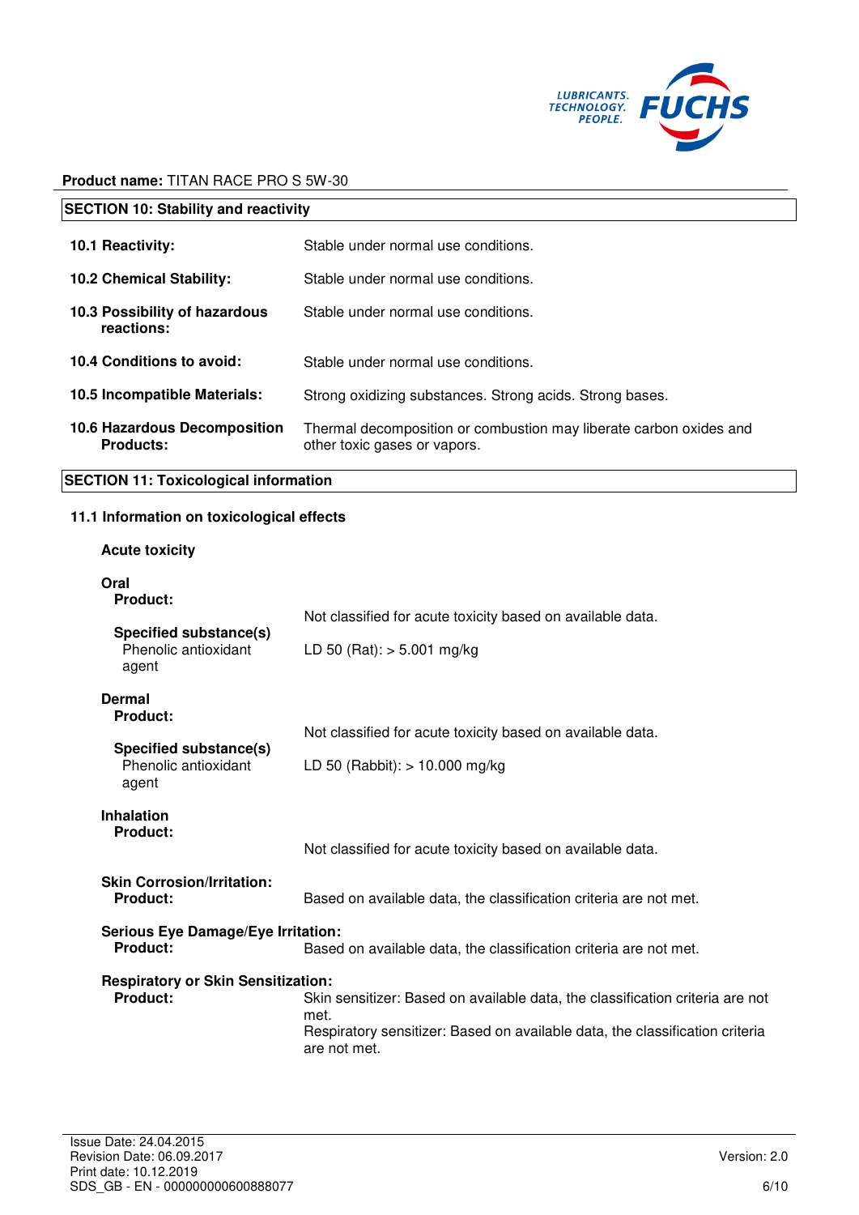**Product name:** TITAN RACE PRO S 5W-30

## SECTION 10: Stability and reactivity

| | |
|---|---|
| **10.1 Reactivity:** | Stable under normal use conditions. |
| **10.2 Chemical Stability:** | Stable under normal use conditions. |
| **10.3 Possibility of hazardous reactions:** | Stable under normal use conditions. |
| **10.4 Conditions to avoid:** | Stable under normal use conditions. |
| **10.5 Incompatible Materials:** | Strong oxidizing substances. Strong acids. Strong bases. |
| **10.6 Hazardous Decomposition Products:** | Thermal decomposition or combustion may liberate carbon oxides and other toxic gases or vapors. |

## SECTION 11: Toxicological information

### 11.1 Information on toxicological effects

**Acute toxicity**

**Oral**

**Product:** Not classified for acute toxicity based on available data.

**Specified substance(s)**
Phenolic antioxidant agent: LD 50 (Rat): > 5.001 mg/kg

**Dermal**

**Product:** Not classified for acute toxicity based on available data.

**Specified substance(s)**
Phenolic antioxidant agent: LD 50 (Rabbit): > 10.000 mg/kg

**Inhalation**

**Product:** Not classified for acute toxicity based on available data.

**Skin Corrosion/Irritation:**
**Product:** Based on available data, the classification criteria are not met.

**Serious Eye Damage/Eye Irritation:**
**Product:** Based on available data, the classification criteria are not met.

**Respiratory or Skin Sensitization:**
**Product:** Skin sensitizer: Based on available data, the classification criteria are not met.
Respiratory sensitizer: Based on available data, the classification criteria are not met.

Issue Date: 24.04.2015
Revision Date: 06.09.2017
Print date: 10.12.2019
SDS_GB - EN - 000000000600888077
Version: 2.0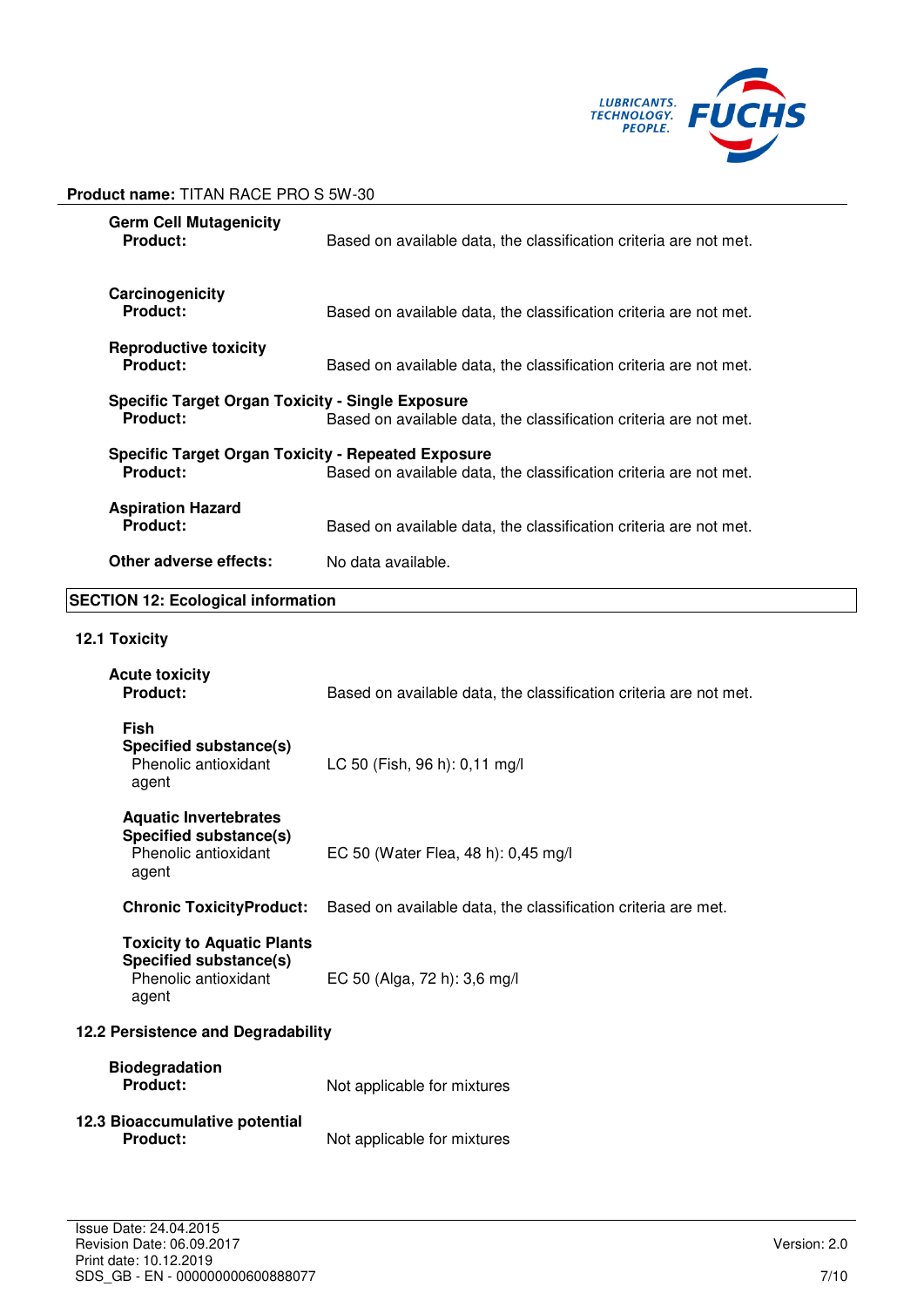**Product name:** TITAN RACE PRO S 5W-30

**Germ Cell Mutagenicity**

| | |
|---|---|
| **Product:** | Based on available data, the classification criteria are not met. |

**Carcinogenicity**

| | |
|---|---|
| **Product:** | Based on available data, the classification criteria are not met. |

**Reproductive toxicity**

| | |
|---|---|
| **Product:** | Based on available data, the classification criteria are not met. |

**Specific Target Organ Toxicity - Single Exposure**

| | |
|---|---|
| **Product:** | Based on available data, the classification criteria are not met. |

**Specific Target Organ Toxicity - Repeated Exposure**

| | |
|---|---|
| **Product:** | Based on available data, the classification criteria are not met. |

**Aspiration Hazard**

| | |
|---|---|
| **Product:** | Based on available data, the classification criteria are not met. |
| **Other adverse effects:** | No data available. |

## SECTION 12: Ecological information

### 12.1 Toxicity

**Acute toxicity**

| | |
|---|---|
| **Product:** | Based on available data, the classification criteria are not met. |

**Fish**

| | |
|---|---|
| **Specified substance(s)** | |
| Phenolic antioxidant agent | LC 50 (Fish, 96 h): 0,11 mg/l |

**Aquatic Invertebrates**

| | |
|---|---|
| **Specified substance(s)** | |
| Phenolic antioxidant agent | EC 50 (Water Flea, 48 h): 0,45 mg/l |

| | |
|---|---|
| **Chronic ToxicityProduct:** | Based on available data, the classification criteria are met. |

**Toxicity to Aquatic Plants**

| | |
|---|---|
| **Specified substance(s)** | |
| Phenolic antioxidant agent | EC 50 (Alga, 72 h): 3,6 mg/l |

### 12.2 Persistence and Degradability

**Biodegradation**

| | |
|---|---|
| **Product:** | Not applicable for mixtures |

### 12.3 Bioaccumulative potential

| | |
|---|---|
| **Product:** | Not applicable for mixtures |

Issue Date: 24.04.2015
Revision Date: 06.09.2017
Print date: 10.12.2019
SDS_GB - EN - 000000000600888077

Version: 2.0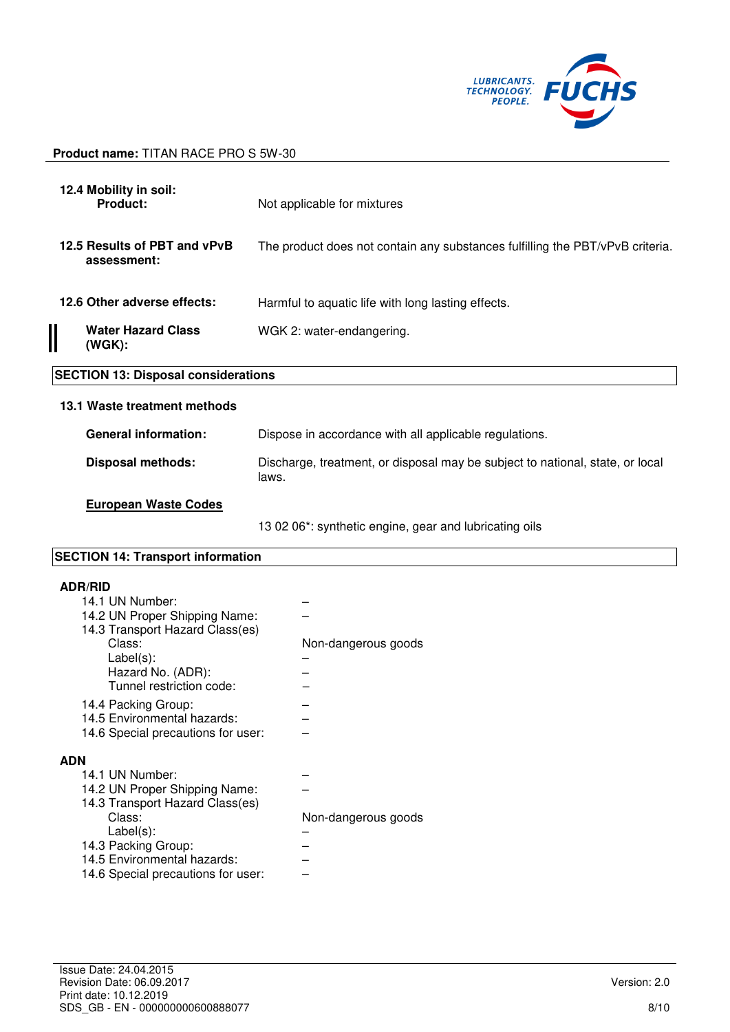Product name: TITAN RACE PRO S 5W-30

**12.4 Mobility in soil:**

**Product:** Not applicable for mixtures

**12.5 Results of PBT and vPvB assessment:** The product does not contain any substances fulfilling the PBT/vPvB criteria.

**12.6 Other adverse effects:** Harmful to aquatic life with long lasting effects.

**Water Hazard Class (WGK):** WGK 2: water-endangering.

## SECTION 13: Disposal considerations

**13.1 Waste treatment methods**

**General information:** Dispose in accordance with all applicable regulations.

**Disposal methods:** Discharge, treatment, or disposal may be subject to national, state, or local laws.

**European Waste Codes**

13 02 06*: synthetic engine, gear and lubricating oils

## SECTION 14: Transport information

**ADR/RID**

| | |
|---|---|
| 14.1 UN Number: | – |
| 14.2 UN Proper Shipping Name: | – |
| 14.3 Transport Hazard Class(es) | |
| Class: | Non-dangerous goods |
| Label(s): | – |
| Hazard No. (ADR): | – |
| Tunnel restriction code: | – |
| 14.4 Packing Group: | – |
| 14.5 Environmental hazards: | – |
| 14.6 Special precautions for user: | – |

**ADN**

| | |
|---|---|
| 14.1 UN Number: | – |
| 14.2 UN Proper Shipping Name: | – |
| 14.3 Transport Hazard Class(es) | |
| Class: | Non-dangerous goods |
| Label(s): | – |
| 14.3 Packing Group: | – |
| 14.5 Environmental hazards: | – |
| 14.6 Special precautions for user: | – |

Issue Date: 24.04.2015
Revision Date: 06.09.2017
Print date: 10.12.2019
SDS_GB - EN - 000000000600888077

Version: 2.0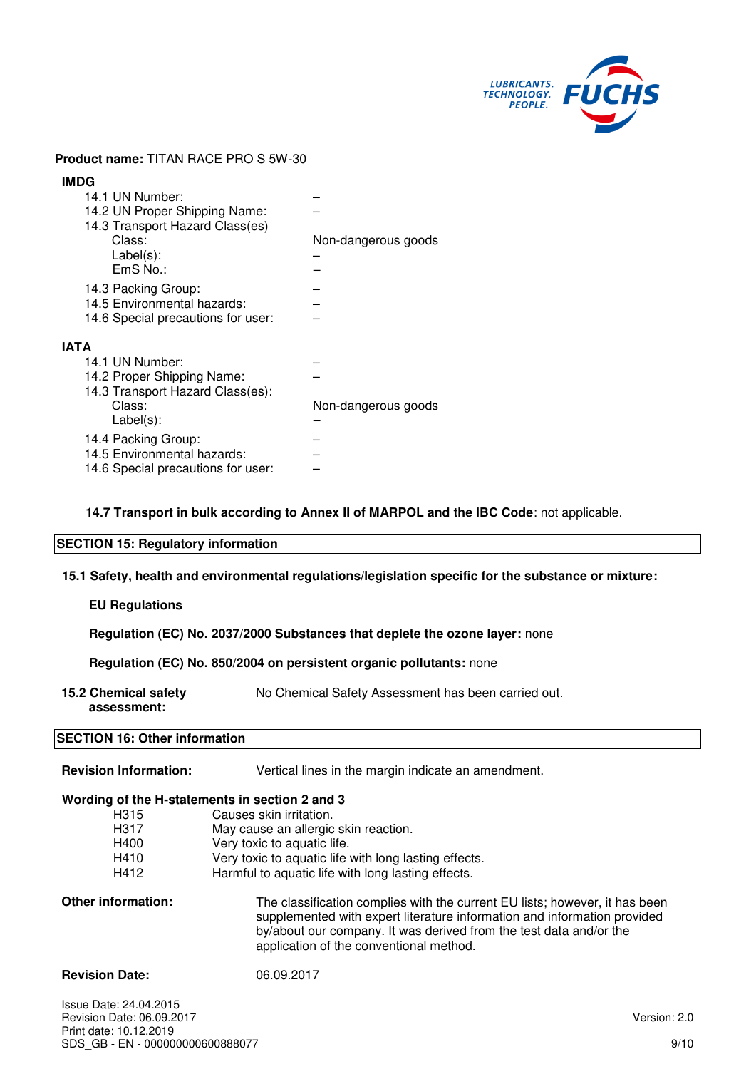**Product name:** TITAN RACE PRO S 5W-30

**IMDG**

| | |
|---|---|
| 14.1 UN Number: | – |
| 14.2 UN Proper Shipping Name: | – |
| 14.3 Transport Hazard Class(es) | |
| Class: | Non-dangerous goods |
| Label(s): | – |
| EmS No.: | – |
| 14.3 Packing Group: | – |
| 14.5 Environmental hazards: | – |
| 14.6 Special precautions for user: | – |

**IATA**

| | |
|---|---|
| 14.1 UN Number: | – |
| 14.2 Proper Shipping Name: | – |
| 14.3 Transport Hazard Class(es): | |
| Class: | Non-dangerous goods |
| Label(s): | – |
| 14.4 Packing Group: | – |
| 14.5 Environmental hazards: | – |
| 14.6 Special precautions for user: | – |

**14.7 Transport in bulk according to Annex II of MARPOL and the IBC Code**: not applicable.

## SECTION 15: Regulatory information

**15.1 Safety, health and environmental regulations/legislation specific for the substance or mixture:**

**EU Regulations**

**Regulation (EC) No. 2037/2000 Substances that deplete the ozone layer:** none

**Regulation (EC) No. 850/2004 on persistent organic pollutants:** none

**15.2 Chemical safety assessment:** No Chemical Safety Assessment has been carried out.

## SECTION 16: Other information

**Revision Information:** Vertical lines in the margin indicate an amendment.

**Wording of the H-statements in section 2 and 3**

| | |
|---|---|
| H315 | Causes skin irritation. |
| H317 | May cause an allergic skin reaction. |
| H400 | Very toxic to aquatic life. |
| H410 | Very toxic to aquatic life with long lasting effects. |
| H412 | Harmful to aquatic life with long lasting effects. |

**Other information:** The classification complies with the current EU lists; however, it has been supplemented with expert literature information and information provided by/about our company. It was derived from the test data and/or the application of the conventional method.

**Revision Date:** 06.09.2017

Issue Date: 24.04.2015
Revision Date: 06.09.2017
Print date: 10.12.2019
SDS_GB - EN - 000000000600888077

Version: 2.0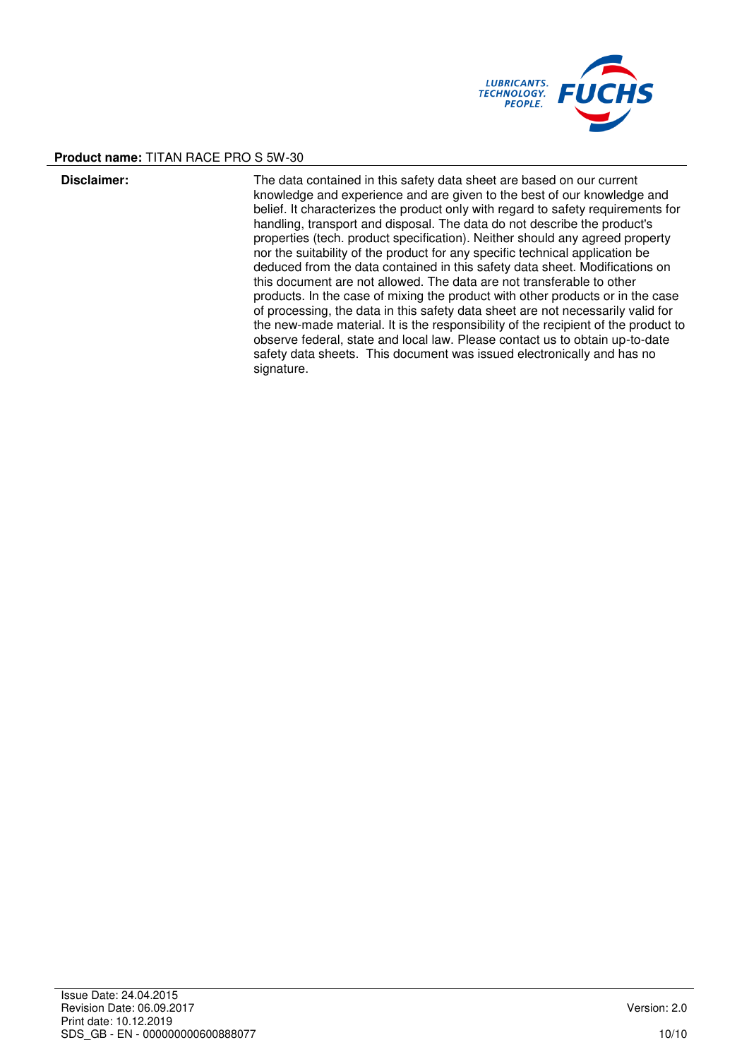**Product name:** TITAN RACE PRO S 5W-30

| | |
|---|---|
| **Disclaimer:** | The data contained in this safety data sheet are based on our current knowledge and experience and are given to the best of our knowledge and belief. It characterizes the product only with regard to safety requirements for handling, transport and disposal. The data do not describe the product's properties (tech. product specification). Neither should any agreed property nor the suitability of the product for any specific technical application be deduced from the data contained in this safety data sheet. Modifications on this document are not allowed. The data are not transferable to other products. In the case of mixing the product with other products or in the case of processing, the data in this safety data sheet are not necessarily valid for the new-made material. It is the responsibility of the recipient of the product to observe federal, state and local law. Please contact us to obtain up-to-date safety data sheets. This document was issued electronically and has no signature. |

Issue Date: 24.04.2015
Revision Date: 06.09.2017
Print date: 10.12.2019
SDS_GB - EN - 000000000600888077
Version: 2.0